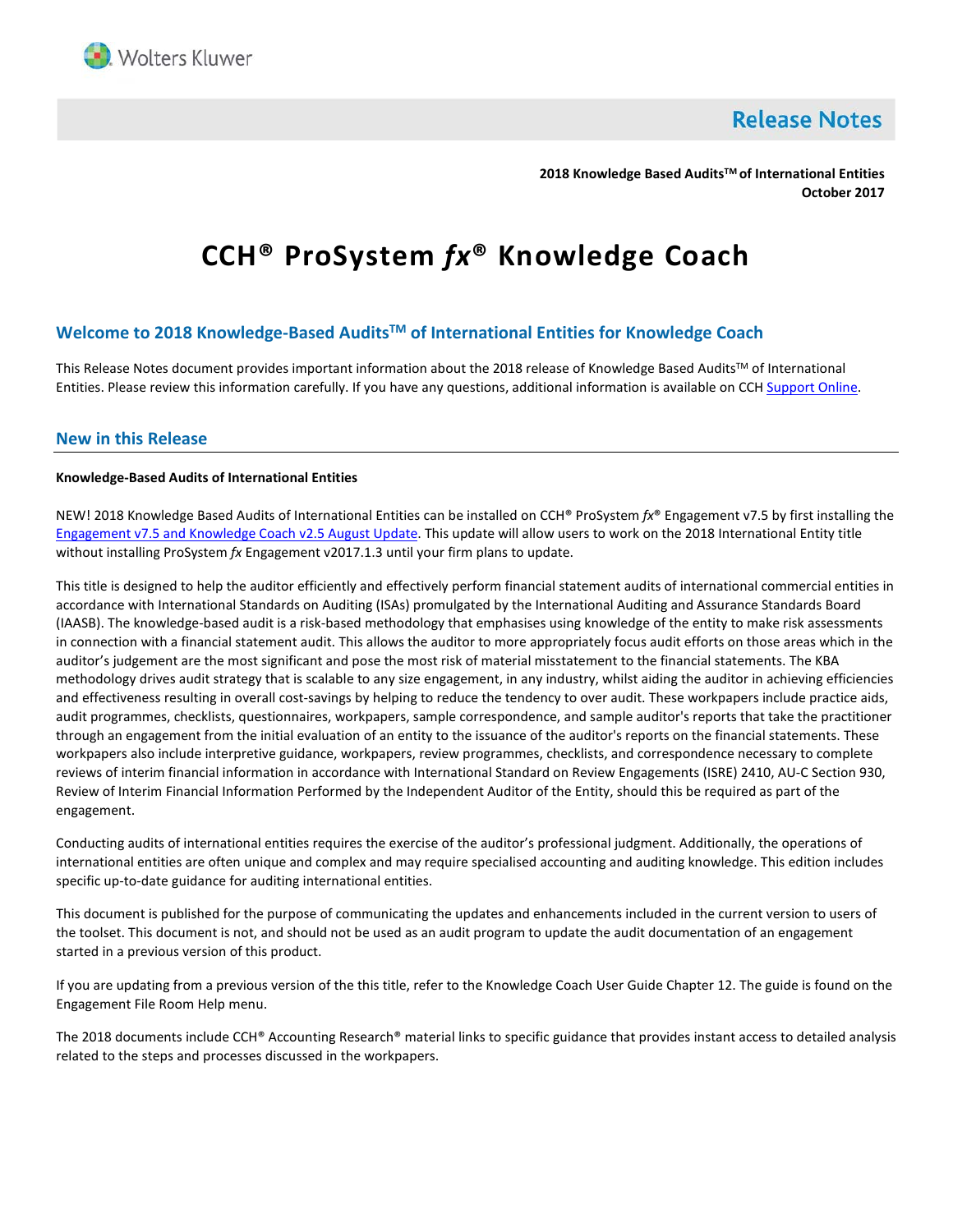Release Notes

**2018 Knowledge Based Audits™ of International Entities**
**October 2017**

# CCH® ProSystem *fx*® Knowledge Coach

## Welcome to 2018 Knowledge-Based Audits™ of International Entities for Knowledge Coach

This Release Notes document provides important information about the 2018 release of Knowledge Based Audits™ of International Entities. Please review this information carefully. If you have any questions, additional information is available on CCH Support Online.

## New in this Release

**Knowledge-Based Audits of International Entities**

NEW! 2018 Knowledge Based Audits of International Entities can be installed on CCH® ProSystem *fx*® Engagement v7.5 by first installing the Engagement v7.5 and Knowledge Coach v2.5 August Update. This update will allow users to work on the 2018 International Entity title without installing ProSystem *fx* Engagement v2017.1.3 until your firm plans to update.

This title is designed to help the auditor efficiently and effectively perform financial statement audits of international commercial entities in accordance with International Standards on Auditing (ISAs) promulgated by the International Auditing and Assurance Standards Board (IAASB). The knowledge-based audit is a risk-based methodology that emphasises using knowledge of the entity to make risk assessments in connection with a financial statement audit. This allows the auditor to more appropriately focus audit efforts on those areas which in the auditor's judgement are the most significant and pose the most risk of material misstatement to the financial statements. The KBA methodology drives audit strategy that is scalable to any size engagement, in any industry, whilst aiding the auditor in achieving efficiencies and effectiveness resulting in overall cost-savings by helping to reduce the tendency to over audit. These workpapers include practice aids, audit programmes, checklists, questionnaires, workpapers, sample correspondence, and sample auditor's reports that take the practitioner through an engagement from the initial evaluation of an entity to the issuance of the auditor's reports on the financial statements. These workpapers also include interpretive guidance, workpapers, review programmes, checklists, and correspondence necessary to complete reviews of interim financial information in accordance with International Standard on Review Engagements (ISRE) 2410, AU-C Section 930, Review of Interim Financial Information Performed by the Independent Auditor of the Entity, should this be required as part of the engagement.

Conducting audits of international entities requires the exercise of the auditor's professional judgment. Additionally, the operations of international entities are often unique and complex and may require specialised accounting and auditing knowledge. This edition includes specific up-to-date guidance for auditing international entities.

This document is published for the purpose of communicating the updates and enhancements included in the current version to users of the toolset. This document is not, and should not be used as an audit program to update the audit documentation of an engagement started in a previous version of this product.

If you are updating from a previous version of the this title, refer to the Knowledge Coach User Guide Chapter 12. The guide is found on the Engagement File Room Help menu.

The 2018 documents include CCH® Accounting Research® material links to specific guidance that provides instant access to detailed analysis related to the steps and processes discussed in the workpapers.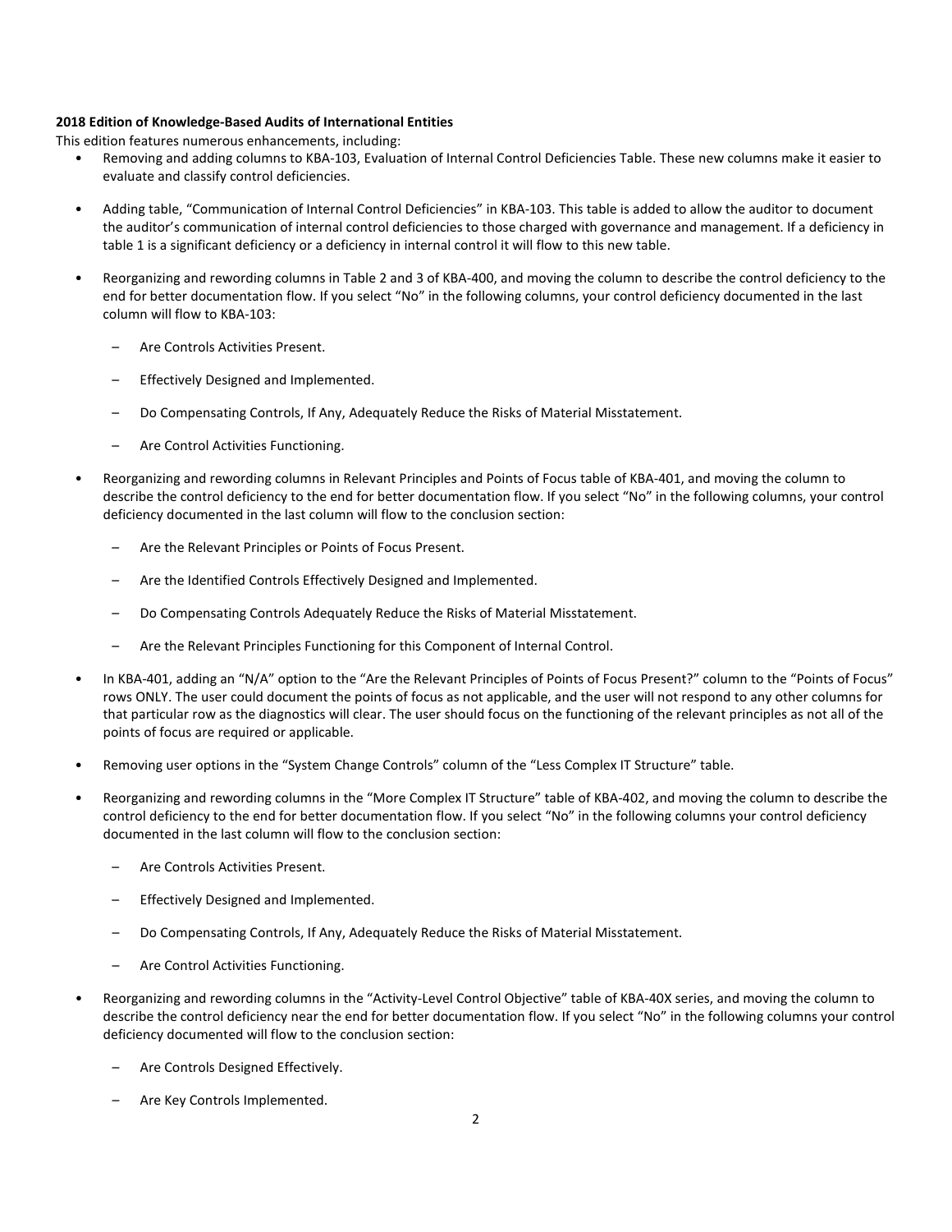**2018 Edition of Knowledge-Based Audits of International Entities**

This edition features numerous enhancements, including:

- Removing and adding columns to KBA-103, Evaluation of Internal Control Deficiencies Table. These new columns make it easier to evaluate and classify control deficiencies.

- Adding table, "Communication of Internal Control Deficiencies" in KBA-103. This table is added to allow the auditor to document the auditor's communication of internal control deficiencies to those charged with governance and management. If a deficiency in table 1 is a significant deficiency or a deficiency in internal control it will flow to this new table.

- Reorganizing and rewording columns in Table 2 and 3 of KBA-400, and moving the column to describe the control deficiency to the end for better documentation flow. If you select "No" in the following columns, your control deficiency documented in the last column will flow to KBA-103:

  – Are Controls Activities Present.

  – Effectively Designed and Implemented.

  – Do Compensating Controls, If Any, Adequately Reduce the Risks of Material Misstatement.

  – Are Control Activities Functioning.

- Reorganizing and rewording columns in Relevant Principles and Points of Focus table of KBA-401, and moving the column to describe the control deficiency to the end for better documentation flow. If you select "No" in the following columns, your control deficiency documented in the last column will flow to the conclusion section:

  – Are the Relevant Principles or Points of Focus Present.

  – Are the Identified Controls Effectively Designed and Implemented.

  – Do Compensating Controls Adequately Reduce the Risks of Material Misstatement.

  – Are the Relevant Principles Functioning for this Component of Internal Control.

- In KBA-401, adding an "N/A" option to the "Are the Relevant Principles of Points of Focus Present?" column to the "Points of Focus" rows ONLY. The user could document the points of focus as not applicable, and the user will not respond to any other columns for that particular row as the diagnostics will clear. The user should focus on the functioning of the relevant principles as not all of the points of focus are required or applicable.

- Removing user options in the "System Change Controls" column of the "Less Complex IT Structure" table.

- Reorganizing and rewording columns in the "More Complex IT Structure" table of KBA-402, and moving the column to describe the control deficiency to the end for better documentation flow. If you select "No" in the following columns your control deficiency documented in the last column will flow to the conclusion section:

  – Are Controls Activities Present.

  – Effectively Designed and Implemented.

  – Do Compensating Controls, If Any, Adequately Reduce the Risks of Material Misstatement.

  – Are Control Activities Functioning.

- Reorganizing and rewording columns in the "Activity-Level Control Objective" table of KBA-40X series, and moving the column to describe the control deficiency near the end for better documentation flow. If you select "No" in the following columns your control deficiency documented will flow to the conclusion section:

  – Are Controls Designed Effectively.

  – Are Key Controls Implemented.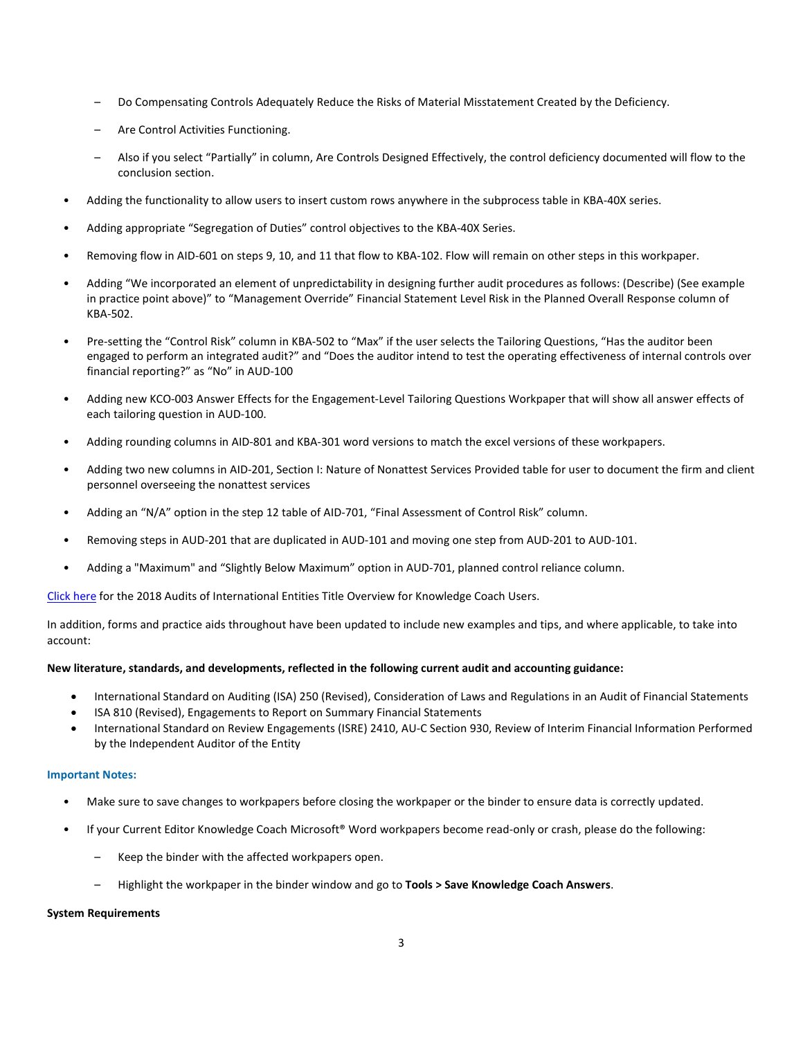- Do Compensating Controls Adequately Reduce the Risks of Material Misstatement Created by the Deficiency.
  - Are Control Activities Functioning.
  - Also if you select “Partially” in column, Are Controls Designed Effectively, the control deficiency documented will flow to the conclusion section.
- Adding the functionality to allow users to insert custom rows anywhere in the subprocess table in KBA-40X series.
- Adding appropriate “Segregation of Duties” control objectives to the KBA-40X Series.
- Removing flow in AID-601 on steps 9, 10, and 11 that flow to KBA-102. Flow will remain on other steps in this workpaper.
- Adding “We incorporated an element of unpredictability in designing further audit procedures as follows: (Describe) (See example in practice point above)” to “Management Override” Financial Statement Level Risk in the Planned Overall Response column of KBA-502.
- Pre-setting the “Control Risk” column in KBA-502 to “Max” if the user selects the Tailoring Questions, “Has the auditor been engaged to perform an integrated audit?” and “Does the auditor intend to test the operating effectiveness of internal controls over financial reporting?” as “No” in AUD-100
- Adding new KCO-003 Answer Effects for the Engagement-Level Tailoring Questions Workpaper that will show all answer effects of each tailoring question in AUD-100.
- Adding rounding columns in AID-801 and KBA-301 word versions to match the excel versions of these workpapers.
- Adding two new columns in AID-201, Section I: Nature of Nonattest Services Provided table for user to document the firm and client personnel overseeing the nonattest services
- Adding an “N/A” option in the step 12 table of AID-701, “Final Assessment of Control Risk” column.
- Removing steps in AUD-201 that are duplicated in AUD-101 and moving one step from AUD-201 to AUD-101.
- Adding a "Maximum" and “Slightly Below Maximum” option in AUD-701, planned control reliance column.

Click here for the 2018 Audits of International Entities Title Overview for Knowledge Coach Users.

In addition, forms and practice aids throughout have been updated to include new examples and tips, and where applicable, to take into account:

**New literature, standards, and developments, reflected in the following current audit and accounting guidance:**

- International Standard on Auditing (ISA) 250 (Revised), Consideration of Laws and Regulations in an Audit of Financial Statements
- ISA 810 (Revised), Engagements to Report on Summary Financial Statements
- International Standard on Review Engagements (ISRE) 2410, AU-C Section 930, Review of Interim Financial Information Performed by the Independent Auditor of the Entity

### Important Notes:

- Make sure to save changes to workpapers before closing the workpaper or the binder to ensure data is correctly updated.
- If your Current Editor Knowledge Coach Microsoft® Word workpapers become read-only or crash, please do the following:
  - Keep the binder with the affected workpapers open.
  - Highlight the workpaper in the binder window and go to **Tools > Save Knowledge Coach Answers**.

**System Requirements**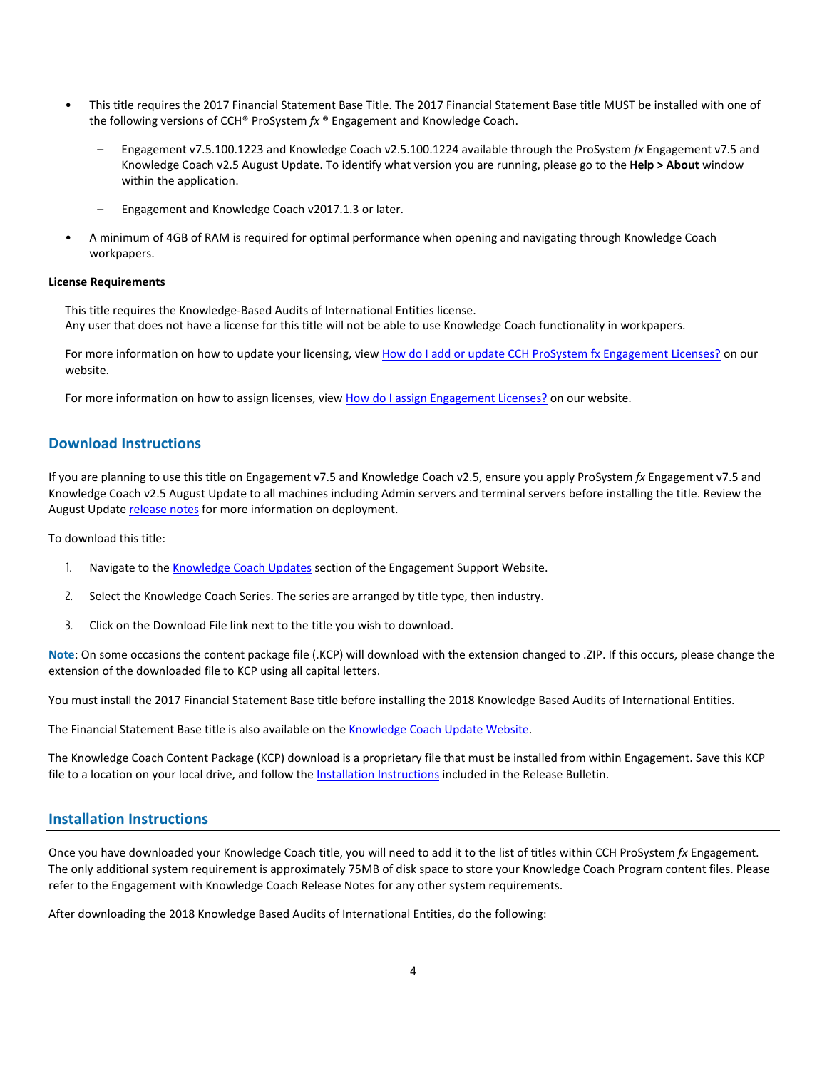- This title requires the 2017 Financial Statement Base Title. The 2017 Financial Statement Base title MUST be installed with one of the following versions of CCH® ProSystem *fx* ® Engagement and Knowledge Coach.
  - Engagement v7.5.100.1223 and Knowledge Coach v2.5.100.1224 available through the ProSystem *fx* Engagement v7.5 and Knowledge Coach v2.5 August Update. To identify what version you are running, please go to the **Help > About** window within the application.
  - Engagement and Knowledge Coach v2017.1.3 or later.
- A minimum of 4GB of RAM is required for optimal performance when opening and navigating through Knowledge Coach workpapers.

**License Requirements**

This title requires the Knowledge-Based Audits of International Entities license.
Any user that does not have a license for this title will not be able to use Knowledge Coach functionality in workpapers.

For more information on how to update your licensing, view [How do I add or update CCH ProSystem fx Engagement Licenses?]() on our website.

For more information on how to assign licenses, view [How do I assign Engagement Licenses?]() on our website.

## Download Instructions

If you are planning to use this title on Engagement v7.5 and Knowledge Coach v2.5, ensure you apply ProSystem *fx* Engagement v7.5 and Knowledge Coach v2.5 August Update to all machines including Admin servers and terminal servers before installing the title. Review the August Update [release notes]() for more information on deployment.

To download this title:

1. Navigate to the [Knowledge Coach Updates]() section of the Engagement Support Website.
2. Select the Knowledge Coach Series. The series are arranged by title type, then industry.
3. Click on the Download File link next to the title you wish to download.

**Note**: On some occasions the content package file (.KCP) will download with the extension changed to .ZIP. If this occurs, please change the extension of the downloaded file to KCP using all capital letters.

You must install the 2017 Financial Statement Base title before installing the 2018 Knowledge Based Audits of International Entities.

The Financial Statement Base title is also available on the [Knowledge Coach Update Website]().

The Knowledge Coach Content Package (KCP) download is a proprietary file that must be installed from within Engagement. Save this KCP file to a location on your local drive, and follow the [Installation Instructions]() included in the Release Bulletin.

## Installation Instructions

Once you have downloaded your Knowledge Coach title, you will need to add it to the list of titles within CCH ProSystem *fx* Engagement. The only additional system requirement is approximately 75MB of disk space to store your Knowledge Coach Program content files. Please refer to the Engagement with Knowledge Coach Release Notes for any other system requirements.

After downloading the 2018 Knowledge Based Audits of International Entities, do the following: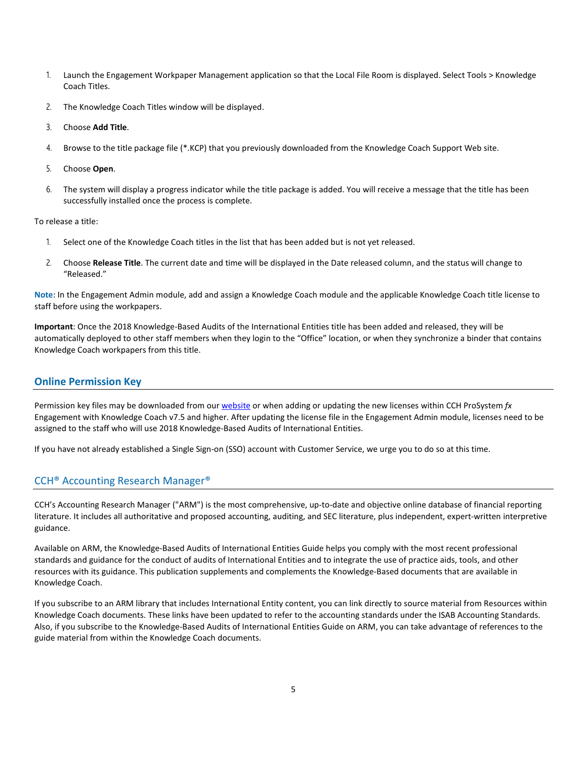1. Launch the Engagement Workpaper Management application so that the Local File Room is displayed. Select Tools > Knowledge Coach Titles.
2. The Knowledge Coach Titles window will be displayed.
3. Choose **Add Title**.
4. Browse to the title package file (*.KCP) that you previously downloaded from the Knowledge Coach Support Web site.
5. Choose **Open**.
6. The system will display a progress indicator while the title package is added. You will receive a message that the title has been successfully installed once the process is complete.

To release a title:

1. Select one of the Knowledge Coach titles in the list that has been added but is not yet released.
2. Choose **Release Title**. The current date and time will be displayed in the Date released column, and the status will change to "Released."

**Note**: In the Engagement Admin module, add and assign a Knowledge Coach module and the applicable Knowledge Coach title license to staff before using the workpapers.

**Important**: Once the 2018 Knowledge-Based Audits of the International Entities title has been added and released, they will be automatically deployed to other staff members when they login to the "Office" location, or when they synchronize a binder that contains Knowledge Coach workpapers from this title.

## Online Permission Key

Permission key files may be downloaded from our website or when adding or updating the new licenses within CCH ProSystem *fx* Engagement with Knowledge Coach v7.5 and higher. After updating the license file in the Engagement Admin module, licenses need to be assigned to the staff who will use 2018 Knowledge-Based Audits of International Entities.

If you have not already established a Single Sign-on (SSO) account with Customer Service, we urge you to do so at this time.

## CCH® Accounting Research Manager®

CCH's Accounting Research Manager ("ARM") is the most comprehensive, up-to-date and objective online database of financial reporting literature. It includes all authoritative and proposed accounting, auditing, and SEC literature, plus independent, expert-written interpretive guidance.

Available on ARM, the Knowledge-Based Audits of International Entities Guide helps you comply with the most recent professional standards and guidance for the conduct of audits of International Entities and to integrate the use of practice aids, tools, and other resources with its guidance. This publication supplements and complements the Knowledge-Based documents that are available in Knowledge Coach.

If you subscribe to an ARM library that includes International Entity content, you can link directly to source material from Resources within Knowledge Coach documents. These links have been updated to refer to the accounting standards under the ISAB Accounting Standards. Also, if you subscribe to the Knowledge-Based Audits of International Entities Guide on ARM, you can take advantage of references to the guide material from within the Knowledge Coach documents.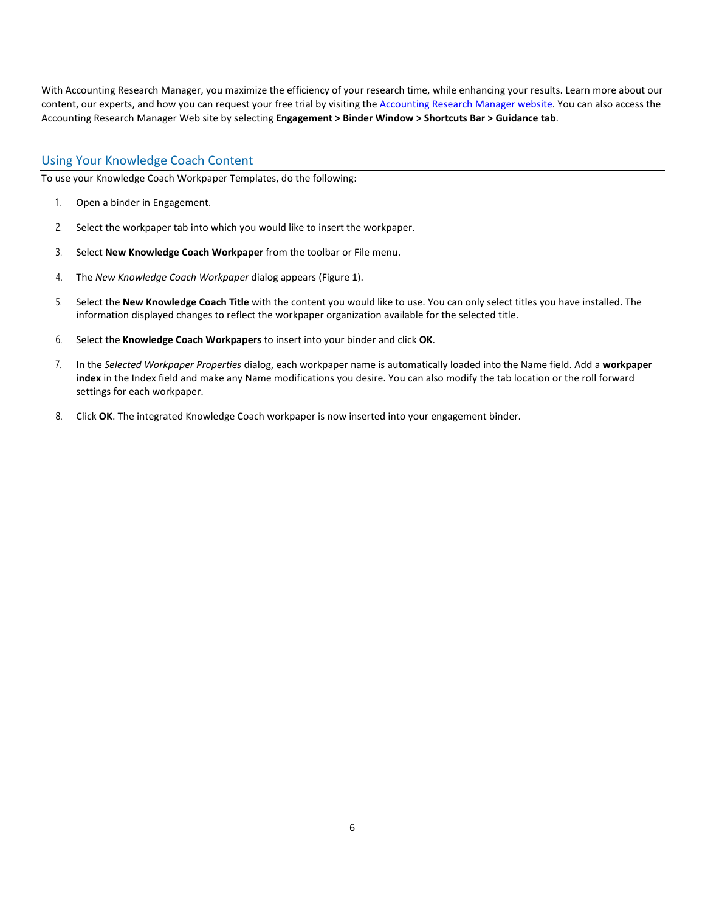With Accounting Research Manager, you maximize the efficiency of your research time, while enhancing your results. Learn more about our content, our experts, and how you can request your free trial by visiting the Accounting Research Manager website. You can also access the Accounting Research Manager Web site by selecting **Engagement > Binder Window > Shortcuts Bar > Guidance tab**.

## Using Your Knowledge Coach Content

To use your Knowledge Coach Workpaper Templates, do the following:

1. Open a binder in Engagement.
2. Select the workpaper tab into which you would like to insert the workpaper.
3. Select **New Knowledge Coach Workpaper** from the toolbar or File menu.
4. The *New Knowledge Coach Workpaper* dialog appears (Figure 1).
5. Select the **New Knowledge Coach Title** with the content you would like to use. You can only select titles you have installed. The information displayed changes to reflect the workpaper organization available for the selected title.
6. Select the **Knowledge Coach Workpapers** to insert into your binder and click **OK**.
7. In the *Selected Workpaper Properties* dialog, each workpaper name is automatically loaded into the Name field. Add a **workpaper index** in the Index field and make any Name modifications you desire. You can also modify the tab location or the roll forward settings for each workpaper.
8. Click **OK**. The integrated Knowledge Coach workpaper is now inserted into your engagement binder.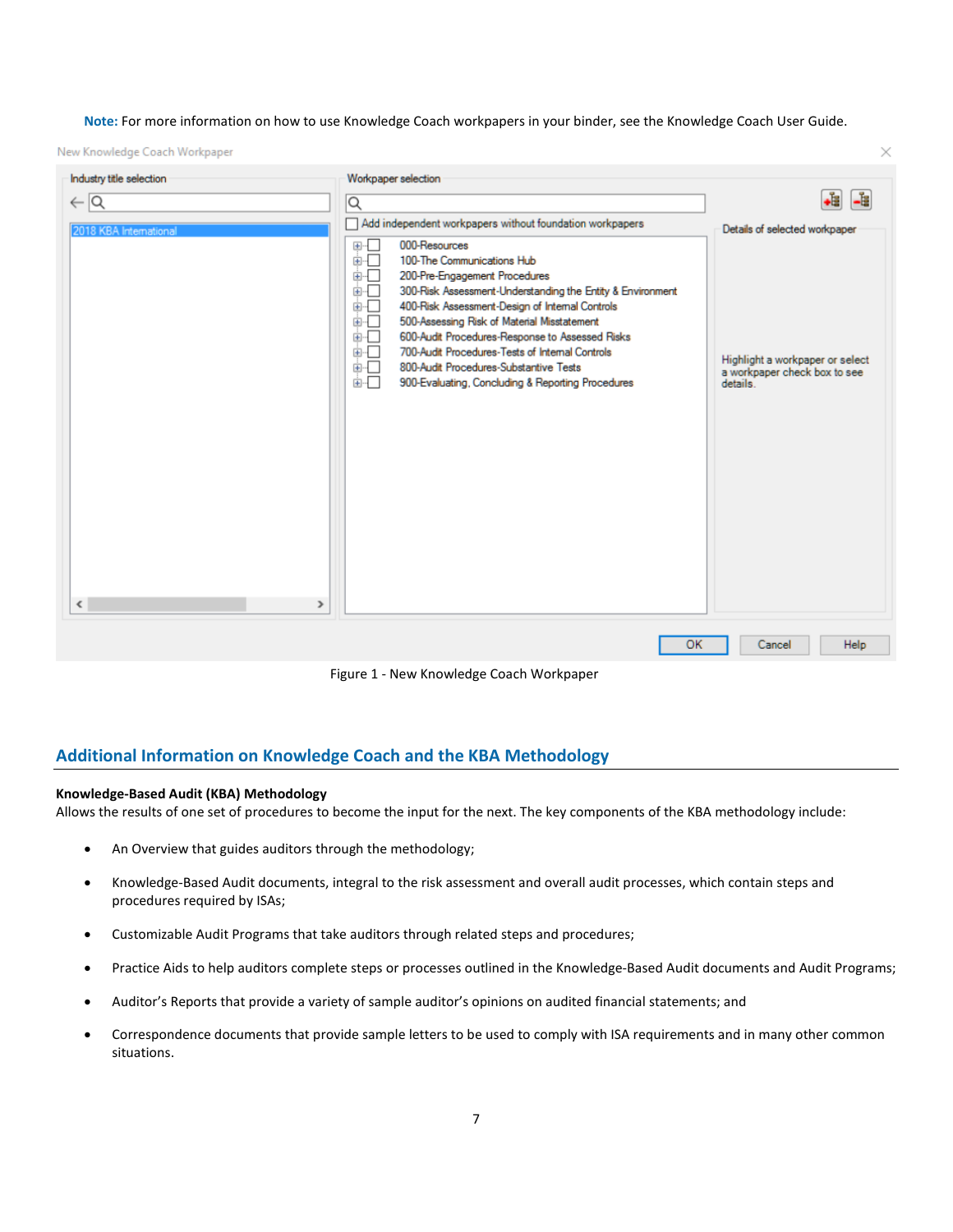**Note:** For more information on how to use Knowledge Coach workpapers in your binder, see the Knowledge Coach User Guide.

Figure 1 - New Knowledge Coach Workpaper

## Additional Information on Knowledge Coach and the KBA Methodology

**Knowledge-Based Audit (KBA) Methodology**
Allows the results of one set of procedures to become the input for the next. The key components of the KBA methodology include:

- An Overview that guides auditors through the methodology;
- Knowledge-Based Audit documents, integral to the risk assessment and overall audit processes, which contain steps and procedures required by ISAs;
- Customizable Audit Programs that take auditors through related steps and procedures;
- Practice Aids to help auditors complete steps or processes outlined in the Knowledge-Based Audit documents and Audit Programs;
- Auditor's Reports that provide a variety of sample auditor's opinions on audited financial statements; and
- Correspondence documents that provide sample letters to be used to comply with ISA requirements and in many other common situations.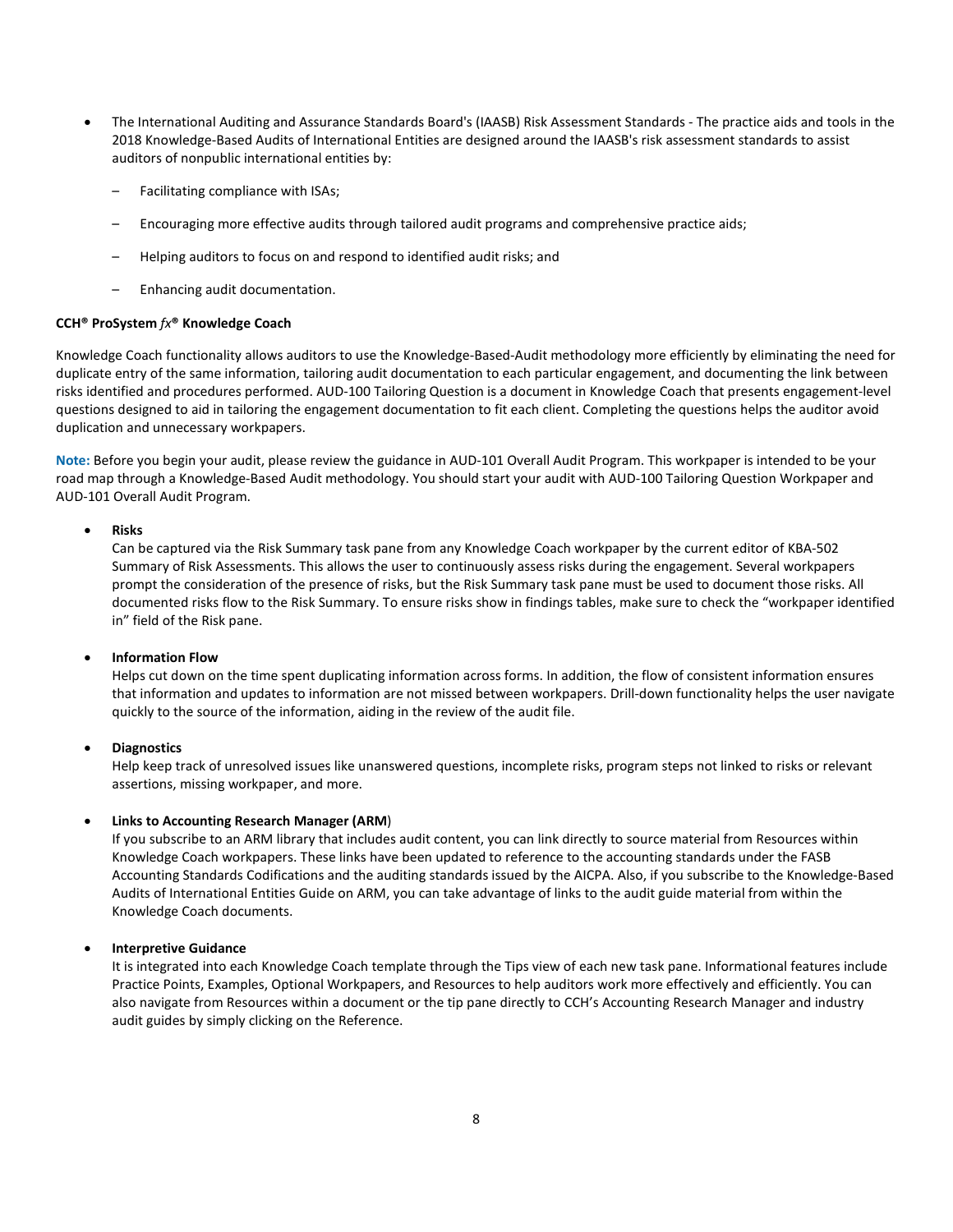- The International Auditing and Assurance Standards Board's (IAASB) Risk Assessment Standards - The practice aids and tools in the 2018 Knowledge-Based Audits of International Entities are designed around the IAASB's risk assessment standards to assist auditors of nonpublic international entities by:
  - Facilitating compliance with ISAs;
  - Encouraging more effective audits through tailored audit programs and comprehensive practice aids;
  - Helping auditors to focus on and respond to identified audit risks; and
  - Enhancing audit documentation.

**CCH® ProSystem *fx*® Knowledge Coach**

Knowledge Coach functionality allows auditors to use the Knowledge-Based-Audit methodology more efficiently by eliminating the need for duplicate entry of the same information, tailoring audit documentation to each particular engagement, and documenting the link between risks identified and procedures performed. AUD-100 Tailoring Question is a document in Knowledge Coach that presents engagement-level questions designed to aid in tailoring the engagement documentation to fit each client. Completing the questions helps the auditor avoid duplication and unnecessary workpapers.

**Note:** Before you begin your audit, please review the guidance in AUD-101 Overall Audit Program. This workpaper is intended to be your road map through a Knowledge-Based Audit methodology. You should start your audit with AUD-100 Tailoring Question Workpaper and AUD-101 Overall Audit Program.

- **Risks**
  Can be captured via the Risk Summary task pane from any Knowledge Coach workpaper by the current editor of KBA-502 Summary of Risk Assessments. This allows the user to continuously assess risks during the engagement. Several workpapers prompt the consideration of the presence of risks, but the Risk Summary task pane must be used to document those risks. All documented risks flow to the Risk Summary. To ensure risks show in findings tables, make sure to check the "workpaper identified in" field of the Risk pane.

- **Information Flow**
  Helps cut down on the time spent duplicating information across forms. In addition, the flow of consistent information ensures that information and updates to information are not missed between workpapers. Drill-down functionality helps the user navigate quickly to the source of the information, aiding in the review of the audit file.

- **Diagnostics**
  Help keep track of unresolved issues like unanswered questions, incomplete risks, program steps not linked to risks or relevant assertions, missing workpaper, and more.

- **Links to Accounting Research Manager (ARM)**
  If you subscribe to an ARM library that includes audit content, you can link directly to source material from Resources within Knowledge Coach workpapers. These links have been updated to reference to the accounting standards under the FASB Accounting Standards Codifications and the auditing standards issued by the AICPA. Also, if you subscribe to the Knowledge-Based Audits of International Entities Guide on ARM, you can take advantage of links to the audit guide material from within the Knowledge Coach documents.

- **Interpretive Guidance**
  It is integrated into each Knowledge Coach template through the Tips view of each new task pane. Informational features include Practice Points, Examples, Optional Workpapers, and Resources to help auditors work more effectively and efficiently. You can also navigate from Resources within a document or the tip pane directly to CCH's Accounting Research Manager and industry audit guides by simply clicking on the Reference.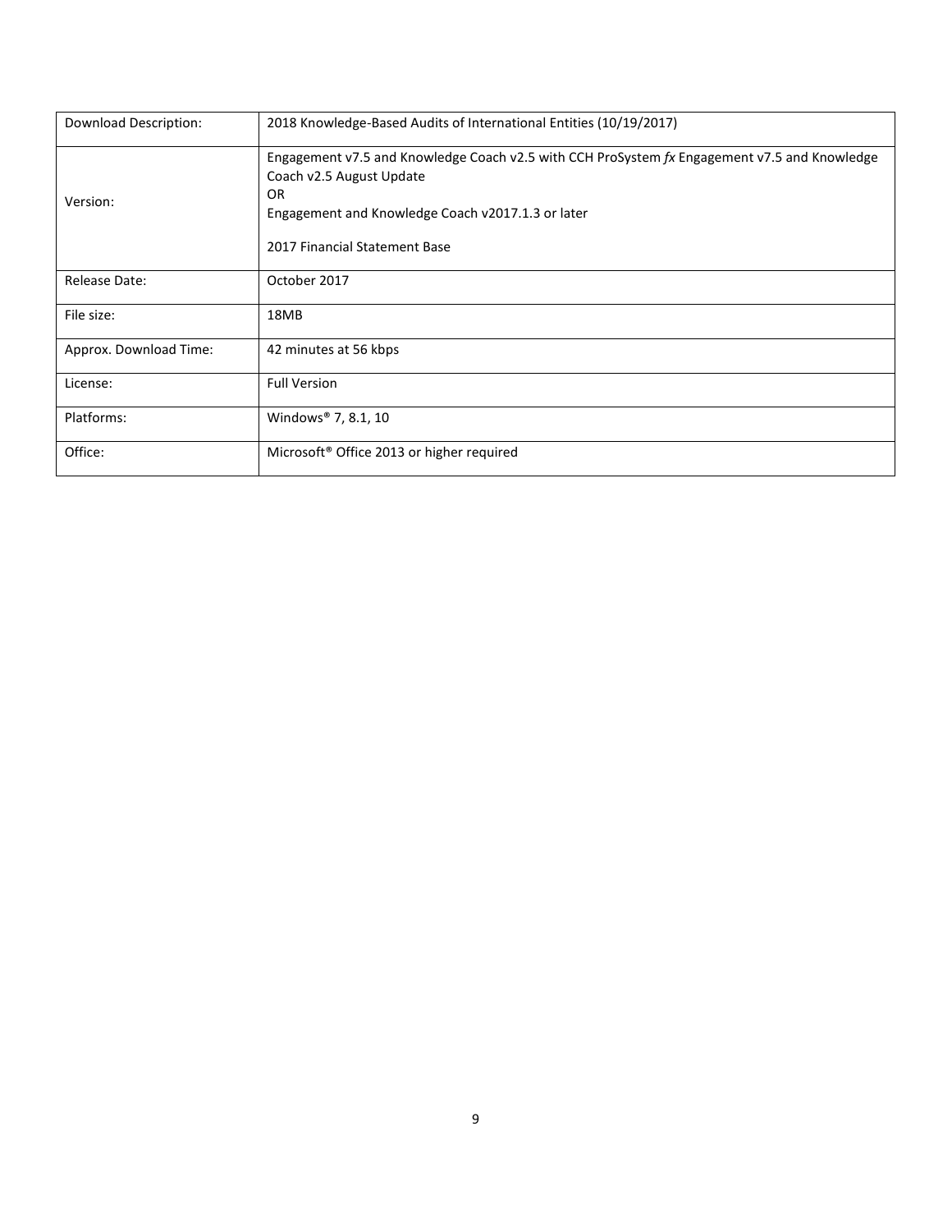| | |
|---|---|
| Download Description: | 2018 Knowledge-Based Audits of International Entities (10/19/2017) |
| Version: | Engagement v7.5 and Knowledge Coach v2.5 with CCH ProSystem *fx* Engagement v7.5 and Knowledge Coach v2.5 August Update<br>OR<br>Engagement and Knowledge Coach v2017.1.3 or later<br><br>2017 Financial Statement Base |
| Release Date: | October 2017 |
| File size: | 18MB |
| Approx. Download Time: | 42 minutes at 56 kbps |
| License: | Full Version |
| Platforms: | Windows® 7, 8.1, 10 |
| Office: | Microsoft® Office 2013 or higher required |